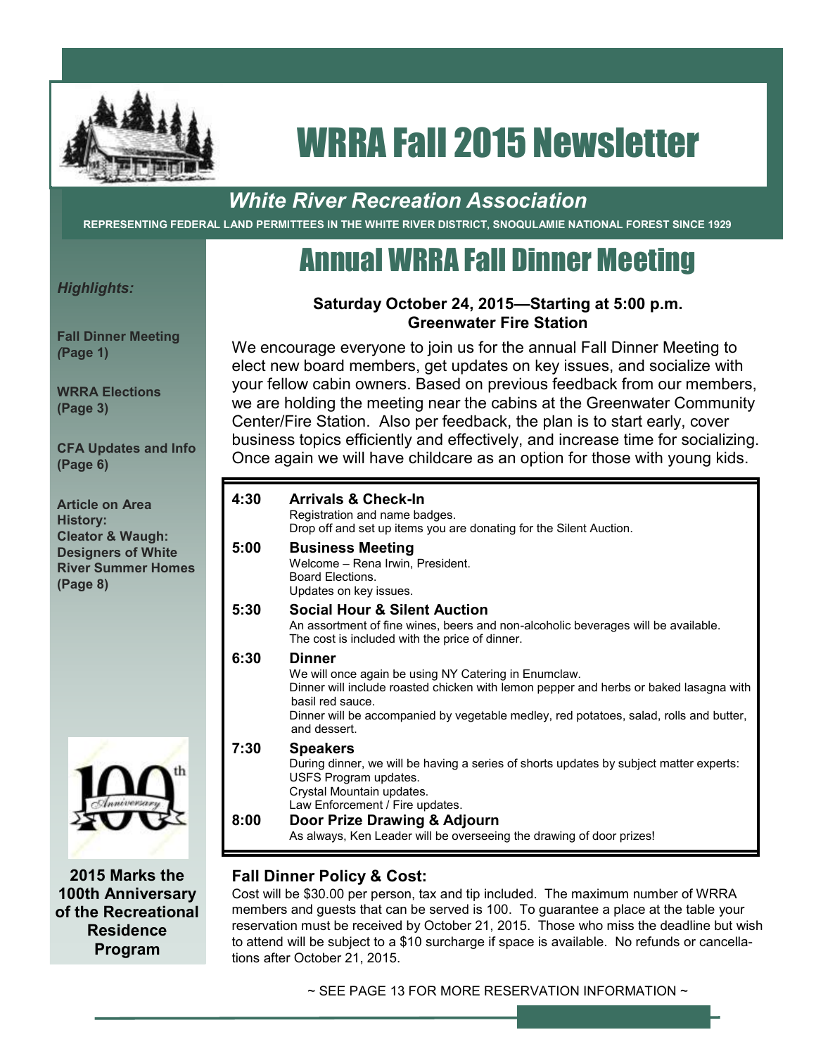# WRRA Fall 2015 Newsletter

## *White River Recreation Association*

**REPRESENTING FEDERAL LAND PERMITTEES IN THE WHITE RIVER DISTRICT, SNOQULAMIE NATIONAL FOREST SINCE 1929**

*Highlights:*

**Fall Dinner Meeting (Page 1)**

**WRRA Elections (Page 3)**

**CFA Updates and Info (Page 6)**

**Article on Area History: Cleator & Waugh: Designers of White River Summer Homes (Page 8)**

**2015 Marks the 100th Anniversary of the Recreational Residence Program**

# Annual WRRA Fall Dinner Meeting

**Saturday October 24, 2015—Starting at 5:00 p.m.**
**Greenwater Fire Station**

We encourage everyone to join us for the annual Fall Dinner Meeting to elect new board members, get updates on key issues, and socialize with your fellow cabin owners. Based on previous feedback from our members, we are holding the meeting near the cabins at the Greenwater Community Center/Fire Station. Also per feedback, the plan is to start early, cover business topics efficiently and effectively, and increase time for socializing. Once again we will have childcare as an option for those with young kids.

| Time | Agenda |
|---|---|
| **4:30** | **Arrivals & Check-In**<br>Registration and name badges.<br>Drop off and set up items you are donating for the Silent Auction. |
| **5:00** | **Business Meeting**<br>Welcome – Rena Irwin, President.<br>Board Elections.<br>Updates on key issues. |
| **5:30** | **Social Hour & Silent Auction**<br>An assortment of fine wines, beers and non-alcoholic beverages will be available.<br>The cost is included with the price of dinner. |
| **6:30** | **Dinner**<br>We will once again be using NY Catering in Enumclaw.<br>Dinner will include roasted chicken with lemon pepper and herbs or baked lasagna with basil red sauce.<br>Dinner will be accompanied by vegetable medley, red potatoes, salad, rolls and butter, and dessert. |
| **7:30** | **Speakers**<br>During dinner, we will be having a series of shorts updates by subject matter experts:<br>USFS Program updates.<br>Crystal Mountain updates.<br>Law Enforcement / Fire updates. |
| **8:00** | **Door Prize Drawing & Adjourn**<br>As always, Ken Leader will be overseeing the drawing of door prizes! |

### Fall Dinner Policy & Cost:

Cost will be $30.00 per person, tax and tip included. The maximum number of WRRA members and guests that can be served is 100. To guarantee a place at the table your reservation must be received by October 21, 2015. Those who miss the deadline but wish to attend will be subject to a $10 surcharge if space is available. No refunds or cancellations after October 21, 2015.

~ SEE PAGE 13 FOR MORE RESERVATION INFORMATION ~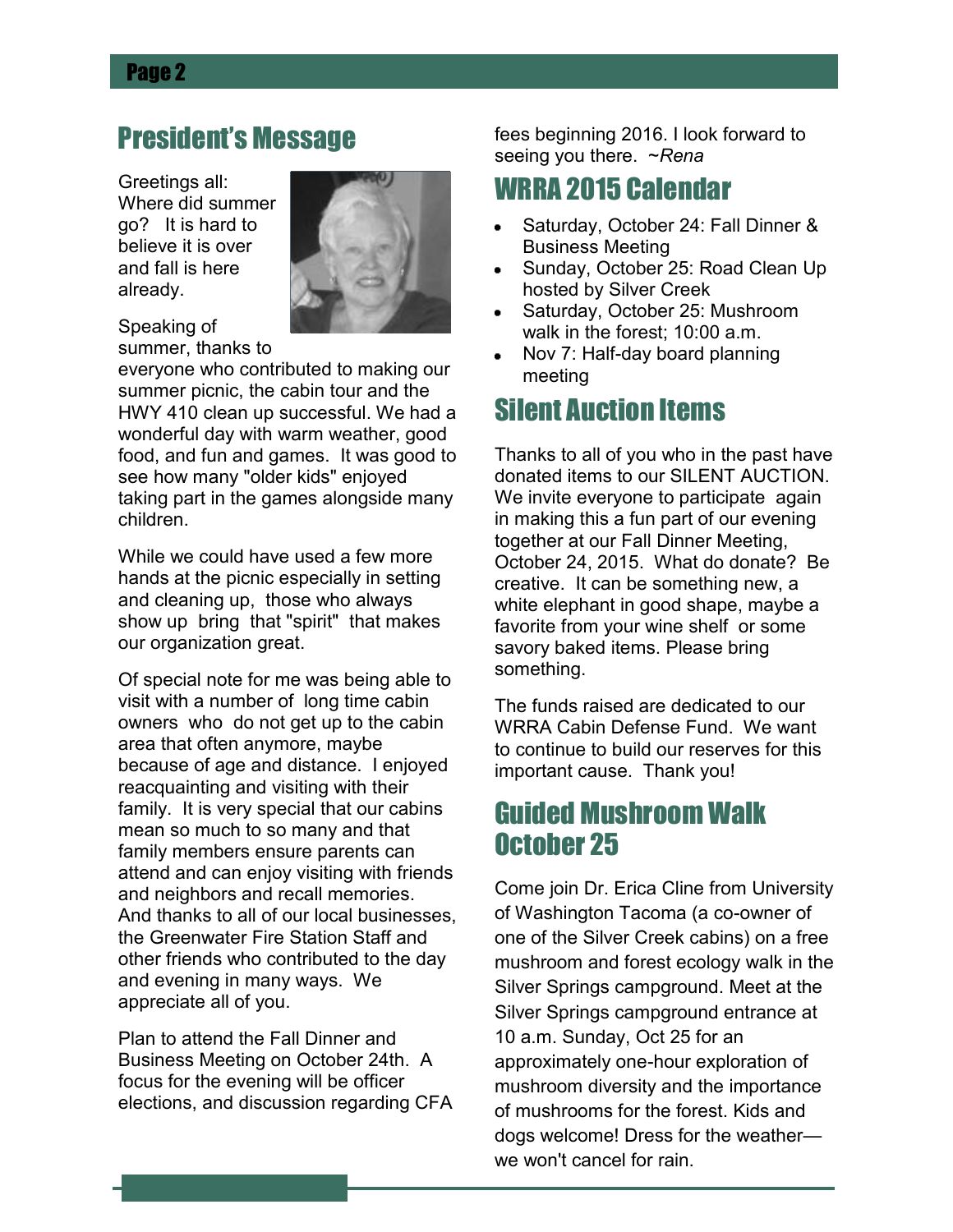## President's Message

Greetings all: Where did summer go? It is hard to believe it is over and fall is here already.

Speaking of summer, thanks to everyone who contributed to making our summer picnic, the cabin tour and the HWY 410 clean up successful. We had a wonderful day with warm weather, good food, and fun and games. It was good to see how many "older kids" enjoyed taking part in the games alongside many children.

While we could have used a few more hands at the picnic especially in setting and cleaning up, those who always show up bring that "spirit" that makes our organization great.

Of special note for me was being able to visit with a number of long time cabin owners who do not get up to the cabin area that often anymore, maybe because of age and distance. I enjoyed reacquainting and visiting with their family. It is very special that our cabins mean so much to so many and that family members ensure parents can attend and can enjoy visiting with friends and neighbors and recall memories. And thanks to all of our local businesses, the Greenwater Fire Station Staff and other friends who contributed to the day and evening in many ways. We appreciate all of you.

Plan to attend the Fall Dinner and Business Meeting on October 24th. A focus for the evening will be officer elections, and discussion regarding CFA fees beginning 2016. I look forward to seeing you there. *~Rena*

## WRRA 2015 Calendar

- Saturday, October 24: Fall Dinner & Business Meeting
- Sunday, October 25: Road Clean Up hosted by Silver Creek
- Saturday, October 25: Mushroom walk in the forest; 10:00 a.m.
- Nov 7: Half-day board planning meeting

## Silent Auction Items

Thanks to all of you who in the past have donated items to our SILENT AUCTION. We invite everyone to participate again in making this a fun part of our evening together at our Fall Dinner Meeting, October 24, 2015. What do donate? Be creative. It can be something new, a white elephant in good shape, maybe a favorite from your wine shelf or some savory baked items. Please bring something.

The funds raised are dedicated to our WRRA Cabin Defense Fund. We want to continue to build our reserves for this important cause. Thank you!

## Guided Mushroom Walk October 25

Come join Dr. Erica Cline from University of Washington Tacoma (a co-owner of one of the Silver Creek cabins) on a free mushroom and forest ecology walk in the Silver Springs campground. Meet at the Silver Springs campground entrance at 10 a.m. Sunday, Oct 25 for an approximately one-hour exploration of mushroom diversity and the importance of mushrooms for the forest. Kids and dogs welcome! Dress for the weather—we won't cancel for rain.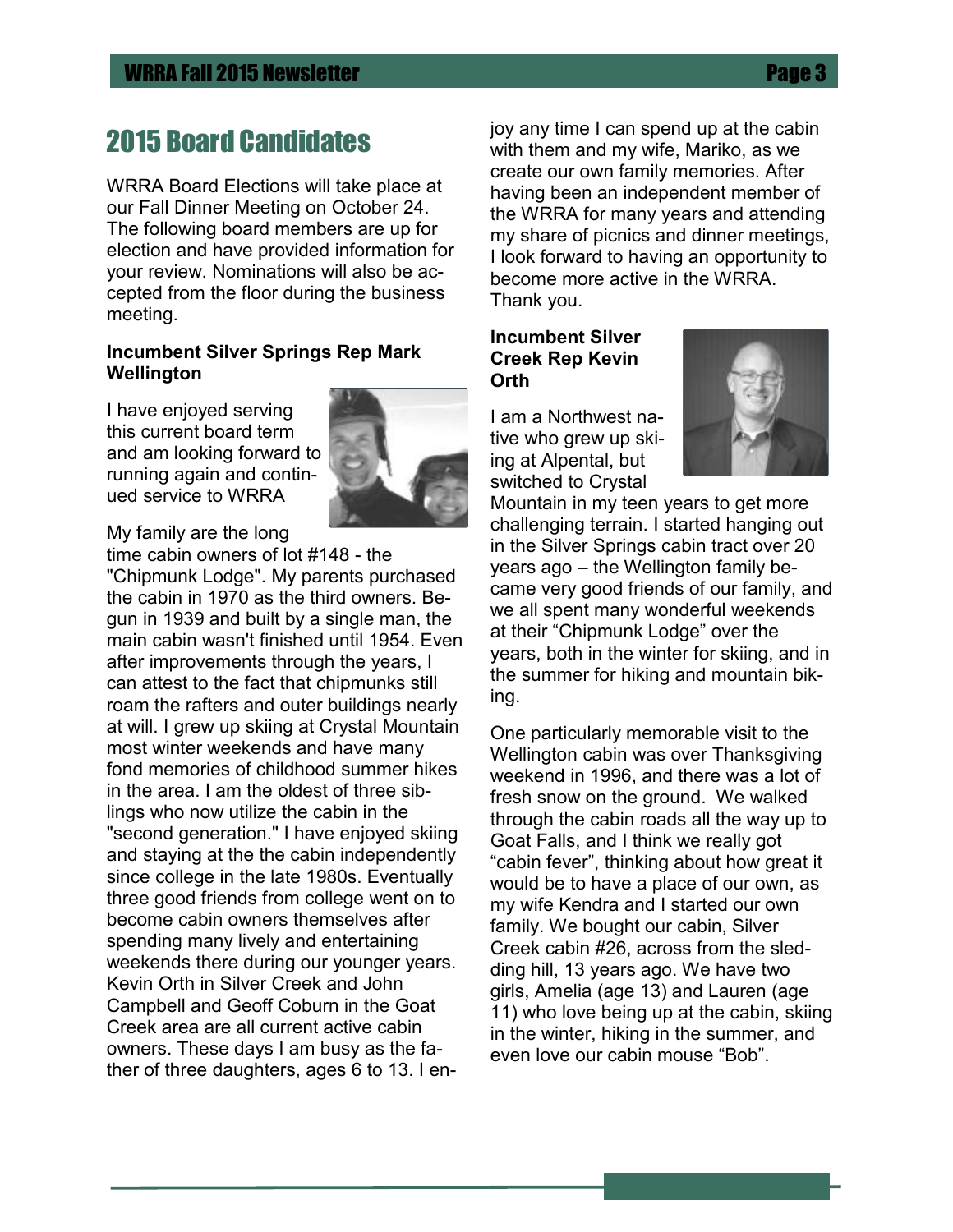# 2015 Board Candidates

WRRA Board Elections will take place at our Fall Dinner Meeting on October 24. The following board members are up for election and have provided information for your review. Nominations will also be accepted from the floor during the business meeting.

**Incumbent Silver Springs Rep Mark Wellington**

I have enjoyed serving this current board term and am looking forward to running again and continued service to WRRA

My family are the long time cabin owners of lot #148 - the "Chipmunk Lodge". My parents purchased the cabin in 1970 as the third owners. Begun in 1939 and built by a single man, the main cabin wasn't finished until 1954. Even after improvements through the years, I can attest to the fact that chipmunks still roam the rafters and outer buildings nearly at will. I grew up skiing at Crystal Mountain most winter weekends and have many fond memories of childhood summer hikes in the area. I am the oldest of three siblings who now utilize the cabin in the "second generation." I have enjoyed skiing and staying at the the cabin independently since college in the late 1980s. Eventually three good friends from college went on to become cabin owners themselves after spending many lively and entertaining weekends there during our younger years. Kevin Orth in Silver Creek and John Campbell and Geoff Coburn in the Goat Creek area are all current active cabin owners. These days I am busy as the father of three daughters, ages 6 to 13. I enjoy any time I can spend up at the cabin with them and my wife, Mariko, as we create our own family memories. After having been an independent member of the WRRA for many years and attending my share of picnics and dinner meetings, I look forward to having an opportunity to become more active in the WRRA. Thank you.

**Incumbent Silver Creek Rep Kevin Orth**

I am a Northwest native who grew up skiing at Alpental, but switched to Crystal Mountain in my teen years to get more challenging terrain. I started hanging out in the Silver Springs cabin tract over 20 years ago – the Wellington family became very good friends of our family, and we all spent many wonderful weekends at their “Chipmunk Lodge” over the years, both in the winter for skiing, and in the summer for hiking and mountain biking.

One particularly memorable visit to the Wellington cabin was over Thanksgiving weekend in 1996, and there was a lot of fresh snow on the ground. We walked through the cabin roads all the way up to Goat Falls, and I think we really got “cabin fever”, thinking about how great it would be to have a place of our own, as my wife Kendra and I started our own family. We bought our cabin, Silver Creek cabin #26, across from the sledding hill, 13 years ago. We have two girls, Amelia (age 13) and Lauren (age 11) who love being up at the cabin, skiing in the winter, hiking in the summer, and even love our cabin mouse “Bob”.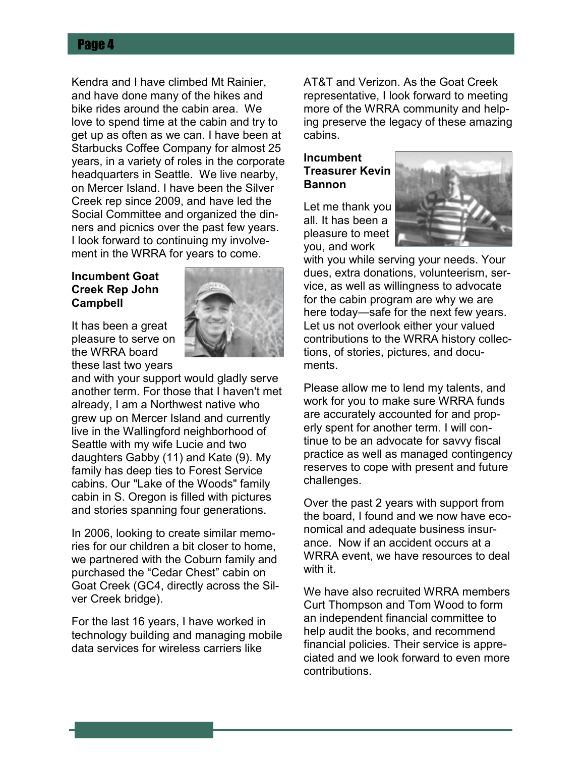Kendra and I have climbed Mt Rainier, and have done many of the hikes and bike rides around the cabin area. We love to spend time at the cabin and try to get up as often as we can. I have been at Starbucks Coffee Company for almost 25 years, in a variety of roles in the corporate headquarters in Seattle. We live nearby, on Mercer Island. I have been the Silver Creek rep since 2009, and have led the Social Committee and organized the dinners and picnics over the past few years. I look forward to continuing my involvement in the WRRA for years to come.

**Incumbent Goat Creek Rep John Campbell**

It has been a great pleasure to serve on the WRRA board these last two years and with your support would gladly serve another term. For those that I haven't met already, I am a Northwest native who grew up on Mercer Island and currently live in the Wallingford neighborhood of Seattle with my wife Lucie and two daughters Gabby (11) and Kate (9). My family has deep ties to Forest Service cabins. Our "Lake of the Woods" family cabin in S. Oregon is filled with pictures and stories spanning four generations.

In 2006, looking to create similar memories for our children a bit closer to home, we partnered with the Coburn family and purchased the "Cedar Chest" cabin on Goat Creek (GC4, directly across the Silver Creek bridge).

For the last 16 years, I have worked in technology building and managing mobile data services for wireless carriers like AT&T and Verizon. As the Goat Creek representative, I look forward to meeting more of the WRRA community and helping preserve the legacy of these amazing cabins.

**Incumbent Treasurer Kevin Bannon**

Let me thank you all. It has been a pleasure to meet you, and work with you while serving your needs. Your dues, extra donations, volunteerism, service, as well as willingness to advocate for the cabin program are why we are here today—safe for the next few years. Let us not overlook either your valued contributions to the WRRA history collections, of stories, pictures, and documents.

Please allow me to lend my talents, and work for you to make sure WRRA funds are accurately accounted for and properly spent for another term. I will continue to be an advocate for savvy fiscal practice as well as managed contingency reserves to cope with present and future challenges.

Over the past 2 years with support from the board, I found and we now have economical and adequate business insurance. Now if an accident occurs at a WRRA event, we have resources to deal with it.

We have also recruited WRRA members Curt Thompson and Tom Wood to form an independent financial committee to help audit the books, and recommend financial policies. Their service is appreciated and we look forward to even more contributions.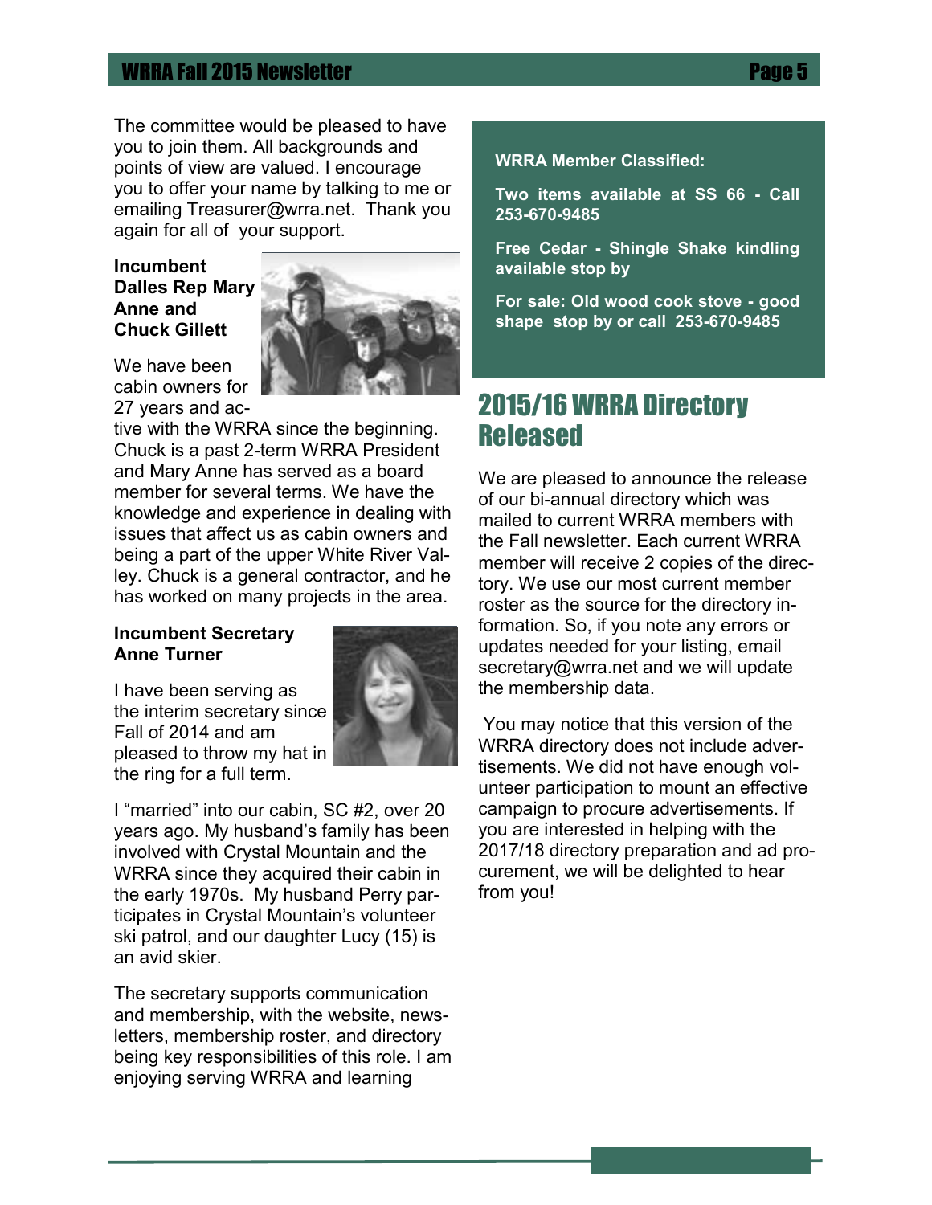The committee would be pleased to have you to join them. All backgrounds and points of view are valued. I encourage you to offer your name by talking to me or emailing Treasurer@wrra.net. Thank you again for all of your support.

**Incumbent Dalles Rep Mary Anne and Chuck Gillett**

We have been cabin owners for 27 years and active with the WRRA since the beginning. Chuck is a past 2-term WRRA President and Mary Anne has served as a board member for several terms. We have the knowledge and experience in dealing with issues that affect us as cabin owners and being a part of the upper White River Valley. Chuck is a general contractor, and he has worked on many projects in the area.

**Incumbent Secretary Anne Turner**

I have been serving as the interim secretary since Fall of 2014 and am pleased to throw my hat in the ring for a full term.

I "married" into our cabin, SC #2, over 20 years ago. My husband's family has been involved with Crystal Mountain and the WRRA since they acquired their cabin in the early 1970s. My husband Perry participates in Crystal Mountain's volunteer ski patrol, and our daughter Lucy (15) is an avid skier.

The secretary supports communication and membership, with the website, newsletters, membership roster, and directory being key responsibilities of this role. I am enjoying serving WRRA and learning

**WRRA Member Classified:**

**Two items available at SS 66 - Call 253-670-9485**

**Free Cedar - Shingle Shake kindling available stop by**

**For sale: Old wood cook stove - good shape stop by or call 253-670-9485**

## 2015/16 WRRA Directory Released

We are pleased to announce the release of our bi-annual directory which was mailed to current WRRA members with the Fall newsletter. Each current WRRA member will receive 2 copies of the directory. We use our most current member roster as the source for the directory information. So, if you note any errors or updates needed for your listing, email secretary@wrra.net and we will update the membership data.

You may notice that this version of the WRRA directory does not include advertisements. We did not have enough volunteer participation to mount an effective campaign to procure advertisements. If you are interested in helping with the 2017/18 directory preparation and ad procurement, we will be delighted to hear from you!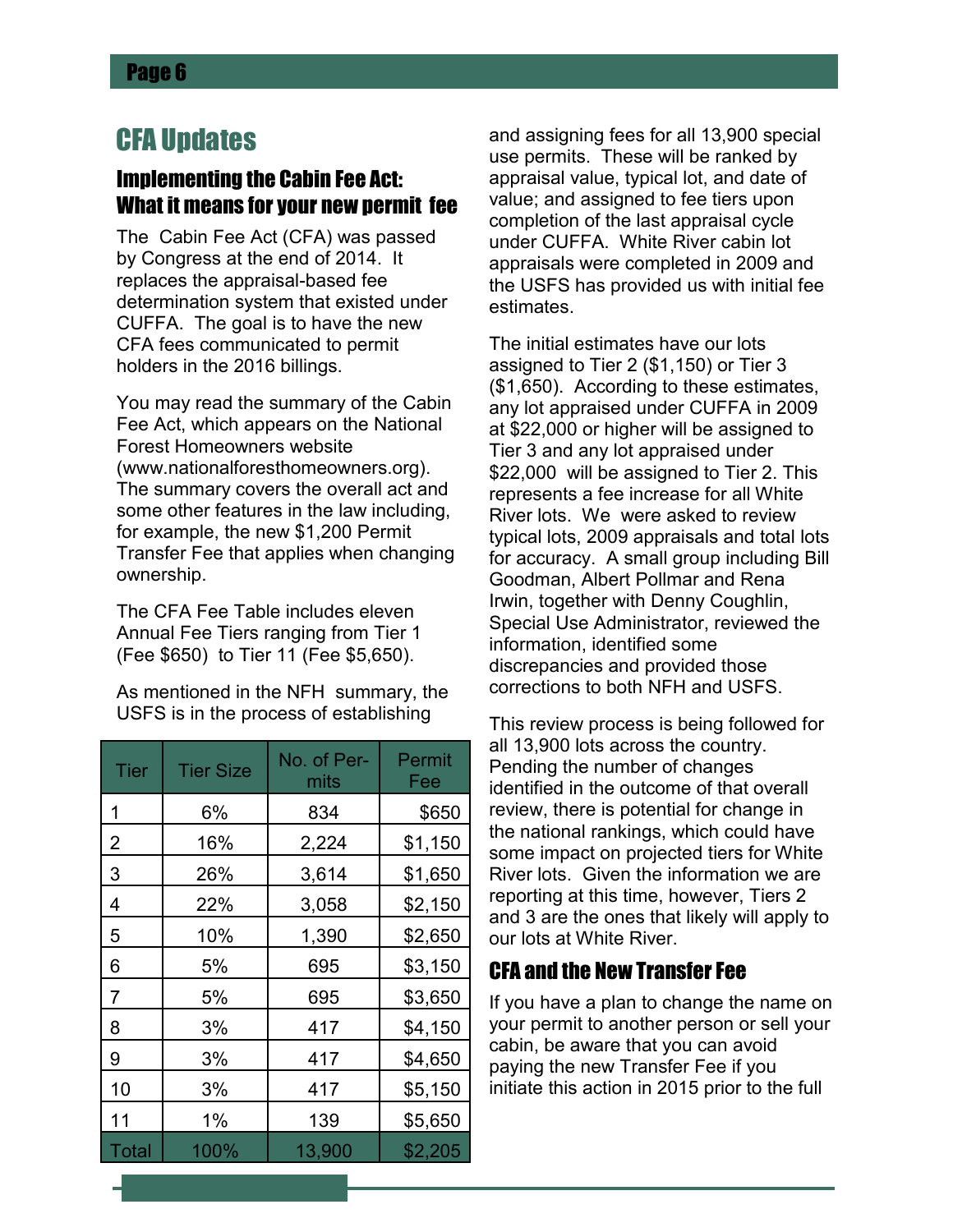## CFA Updates

### Implementing the Cabin Fee Act: What it means for your new permit fee

The Cabin Fee Act (CFA) was passed by Congress at the end of 2014. It replaces the appraisal-based fee determination system that existed under CUFFA. The goal is to have the new CFA fees communicated to permit holders in the 2016 billings.

You may read the summary of the Cabin Fee Act, which appears on the National Forest Homeowners website (www.nationalforesthomeowners.org). The summary covers the overall act and some other features in the law including, for example, the new $1,200 Permit Transfer Fee that applies when changing ownership.

The CFA Fee Table includes eleven Annual Fee Tiers ranging from Tier 1 (Fee $650) to Tier 11 (Fee $5,650).

As mentioned in the NFH summary, the USFS is in the process of establishing and assigning fees for all 13,900 special use permits. These will be ranked by appraisal value, typical lot, and date of value; and assigned to fee tiers upon completion of the last appraisal cycle under CUFFA. White River cabin lot appraisals were completed in 2009 and the USFS has provided us with initial fee estimates.

| Tier | Tier Size | No. of Permits | Permit Fee |
|---|---|---|---|
| 1 | 6% | 834 | $650 |
| 2 | 16% | 2,224 | $1,150 |
| 3 | 26% | 3,614 | $1,650 |
| 4 | 22% | 3,058 | $2,150 |
| 5 | 10% | 1,390 | $2,650 |
| 6 | 5% | 695 | $3,150 |
| 7 | 5% | 695 | $3,650 |
| 8 | 3% | 417 | $4,150 |
| 9 | 3% | 417 | $4,650 |
| 10 | 3% | 417 | $5,150 |
| 11 | 1% | 139 | $5,650 |
| Total | 100% | 13,900 | $2,205 |

The initial estimates have our lots assigned to Tier 2 ($1,150) or Tier 3 ($1,650). According to these estimates, any lot appraised under CUFFA in 2009 at $22,000 or higher will be assigned to Tier 3 and any lot appraised under $22,000 will be assigned to Tier 2. This represents a fee increase for all White River lots. We were asked to review typical lots, 2009 appraisals and total lots for accuracy. A small group including Bill Goodman, Albert Pollmar and Rena Irwin, together with Denny Coughlin, Special Use Administrator, reviewed the information, identified some discrepancies and provided those corrections to both NFH and USFS.

This review process is being followed for all 13,900 lots across the country. Pending the number of changes identified in the outcome of that overall review, there is potential for change in the national rankings, which could have some impact on projected tiers for White River lots. Given the information we are reporting at this time, however, Tiers 2 and 3 are the ones that likely will apply to our lots at White River.

### CFA and the New Transfer Fee

If you have a plan to change the name on your permit to another person or sell your cabin, be aware that you can avoid paying the new Transfer Fee if you initiate this action in 2015 prior to the full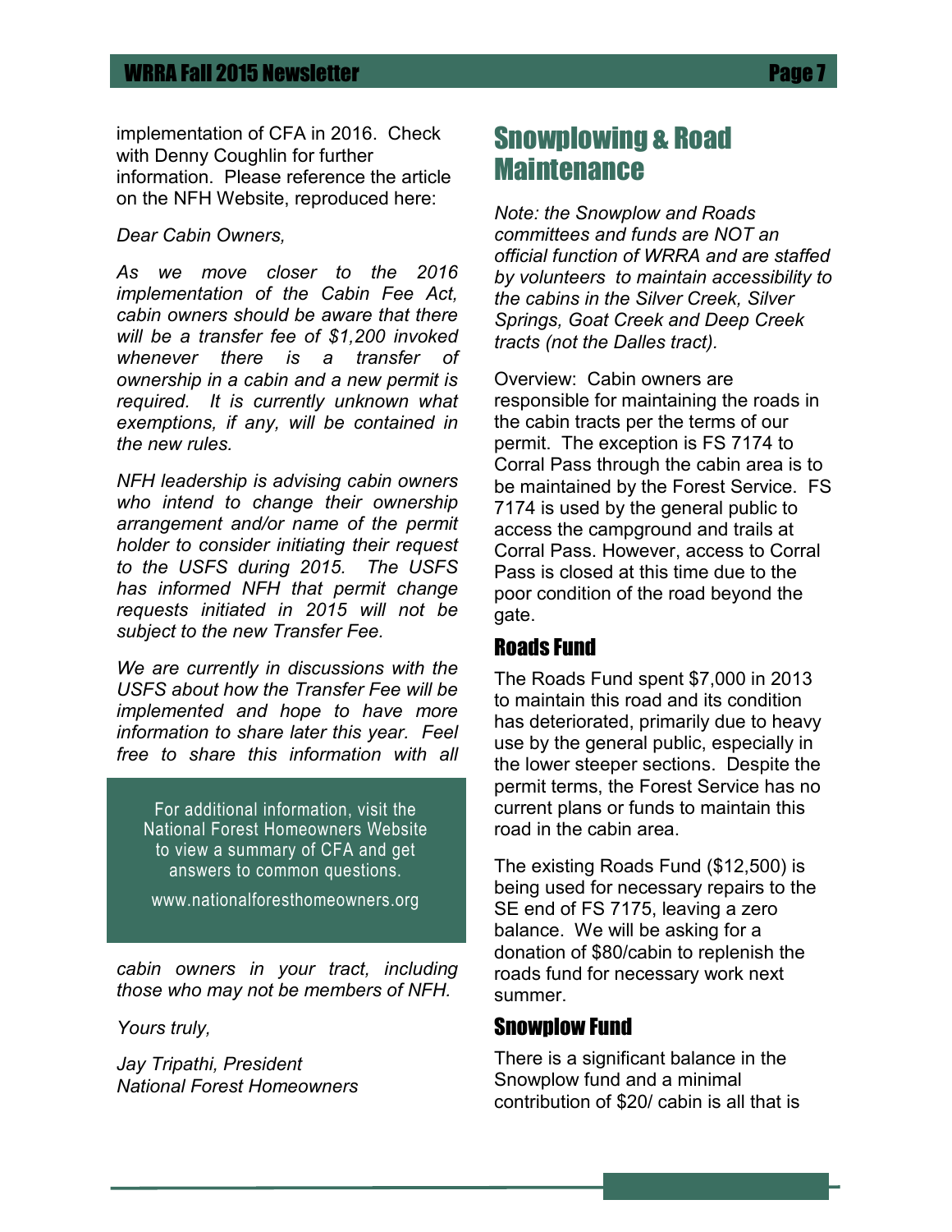implementation of CFA in 2016. Check with Denny Coughlin for further information. Please reference the article on the NFH Website, reproduced here:

*Dear Cabin Owners,*

*As we move closer to the 2016 implementation of the Cabin Fee Act, cabin owners should be aware that there will be a transfer fee of $1,200 invoked whenever there is a transfer of ownership in a cabin and a new permit is required. It is currently unknown what exemptions, if any, will be contained in the new rules.*

*NFH leadership is advising cabin owners who intend to change their ownership arrangement and/or name of the permit holder to consider initiating their request to the USFS during 2015. The USFS has informed NFH that permit change requests initiated in 2015 will not be subject to the new Transfer Fee.*

*We are currently in discussions with the USFS about how the Transfer Fee will be implemented and hope to have more information to share later this year. Feel free to share this information with all cabin owners in your tract, including those who may not be members of NFH.*

*Yours truly,*

*Jay Tripathi, President*
*National Forest Homeowners*

For additional information, visit the National Forest Homeowners Website to view a summary of CFA and get answers to common questions.

www.nationalforesthomeowners.org

# Snowplowing & Road Maintenance

*Note: the Snowplow and Roads committees and funds are NOT an official function of WRRA and are staffed by volunteers to maintain accessibility to the cabins in the Silver Creek, Silver Springs, Goat Creek and Deep Creek tracts (not the Dalles tract).*

Overview: Cabin owners are responsible for maintaining the roads in the cabin tracts per the terms of our permit. The exception is FS 7174 to Corral Pass through the cabin area is to be maintained by the Forest Service. FS 7174 is used by the general public to access the campground and trails at Corral Pass. However, access to Corral Pass is closed at this time due to the poor condition of the road beyond the gate.

## Roads Fund

The Roads Fund spent $7,000 in 2013 to maintain this road and its condition has deteriorated, primarily due to heavy use by the general public, especially in the lower steeper sections. Despite the permit terms, the Forest Service has no current plans or funds to maintain this road in the cabin area.

The existing Roads Fund ($12,500) is being used for necessary repairs to the SE end of FS 7175, leaving a zero balance. We will be asking for a donation of $80/cabin to replenish the roads fund for necessary work next summer.

## Snowplow Fund

There is a significant balance in the Snowplow fund and a minimal contribution of $20/ cabin is all that is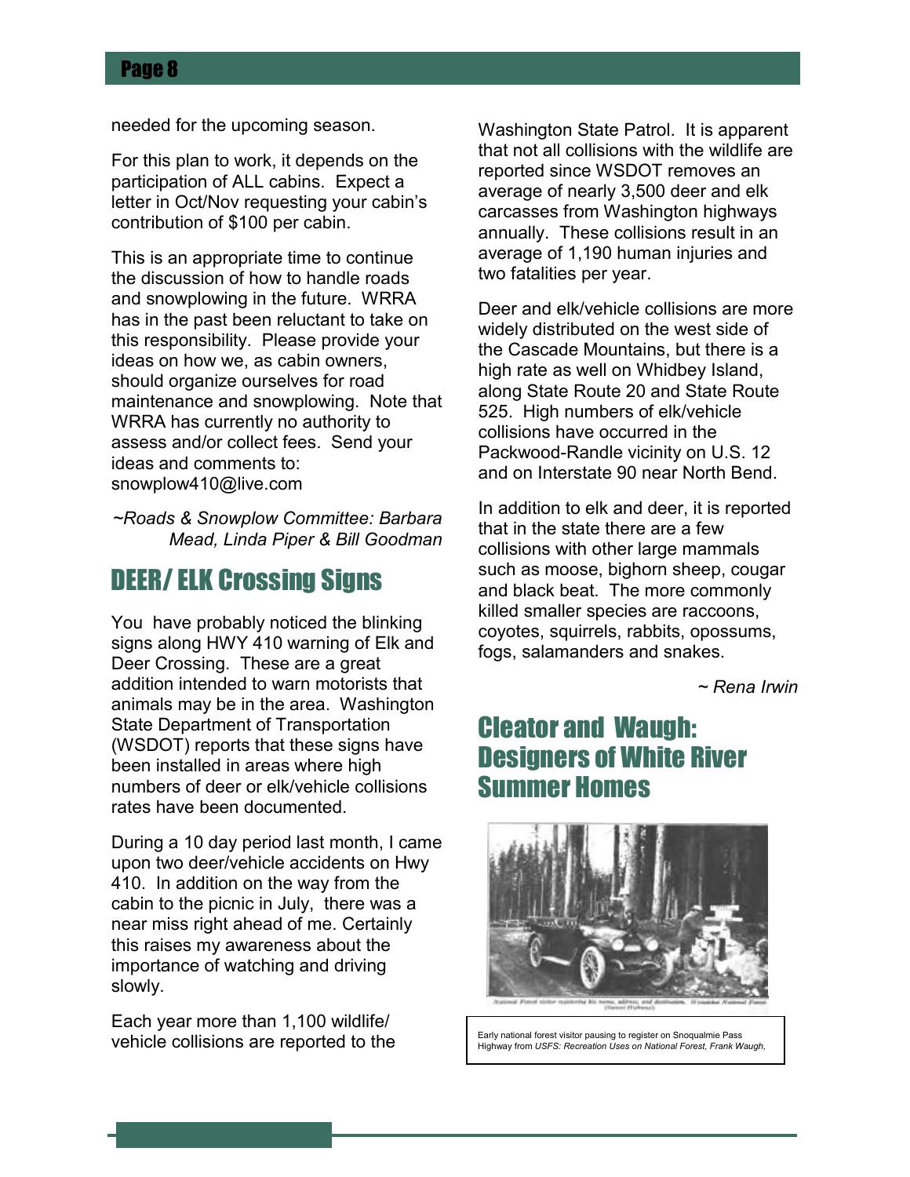needed for the upcoming season.

For this plan to work, it depends on the participation of ALL cabins. Expect a letter in Oct/Nov requesting your cabin's contribution of $100 per cabin.

This is an appropriate time to continue the discussion of how to handle roads and snowplowing in the future. WRRA has in the past been reluctant to take on this responsibility. Please provide your ideas on how we, as cabin owners, should organize ourselves for road maintenance and snowplowing. Note that WRRA has currently no authority to assess and/or collect fees. Send your ideas and comments to: snowplow410@live.com

*~Roads & Snowplow Committee: Barbara Mead, Linda Piper & Bill Goodman*

## DEER/ ELK Crossing Signs

You have probably noticed the blinking signs along HWY 410 warning of Elk and Deer Crossing. These are a great addition intended to warn motorists that animals may be in the area. Washington State Department of Transportation (WSDOT) reports that these signs have been installed in areas where high numbers of deer or elk/vehicle collisions rates have been documented.

During a 10 day period last month, I came upon two deer/vehicle accidents on Hwy 410. In addition on the way from the cabin to the picnic in July, there was a near miss right ahead of me. Certainly this raises my awareness about the importance of watching and driving slowly.

Each year more than 1,100 wildlife/ vehicle collisions are reported to the Washington State Patrol. It is apparent that not all collisions with the wildlife are reported since WSDOT removes an average of nearly 3,500 deer and elk carcasses from Washington highways annually. These collisions result in an average of 1,190 human injuries and two fatalities per year.

Deer and elk/vehicle collisions are more widely distributed on the west side of the Cascade Mountains, but there is a high rate as well on Whidbey Island, along State Route 20 and State Route 525. High numbers of elk/vehicle collisions have occurred in the Packwood-Randle vicinity on U.S. 12 and on Interstate 90 near North Bend.

In addition to elk and deer, it is reported that in the state there are a few collisions with other large mammals such as moose, bighorn sheep, cougar and black beat. The more commonly killed smaller species are raccoons, coyotes, squirrels, rabbits, opossums, fogs, salamanders and snakes.

*~ Rena Irwin*

## Cleator and Waugh: Designers of White River Summer Homes

Early national forest visitor pausing to register on Snoqualmie Pass Highway from *USFS: Recreation Uses on National Forest, Frank Waugh,*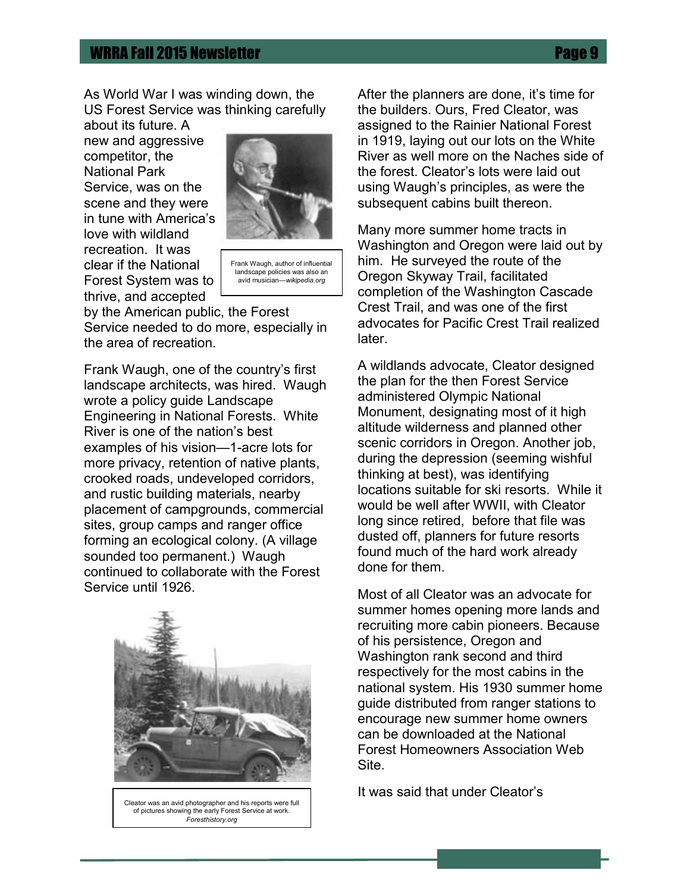As World War I was winding down, the US Forest Service was thinking carefully about its future. A new and aggressive competitor, the National Park Service, was on the scene and they were in tune with America's love with wildland recreation. It was clear if the National Forest System was to thrive, and accepted by the American public, the Forest Service needed to do more, especially in the area of recreation.

Frank Waugh, author of influential landscape policies was also an avid musician—*wikipedia.org*

Frank Waugh, one of the country's first landscape architects, was hired. Waugh wrote a policy guide Landscape Engineering in National Forests. White River is one of the nation's best examples of his vision—1-acre lots for more privacy, retention of native plants, crooked roads, undeveloped corridors, and rustic building materials, nearby placement of campgrounds, commercial sites, group camps and ranger office forming an ecological colony. (A village sounded too permanent.) Waugh continued to collaborate with the Forest Service until 1926.

Cleator was an avid photographer and his reports were full of pictures showing the early Forest Service at work. *Foresthistory.org*

After the planners are done, it's time for the builders. Ours, Fred Cleator, was assigned to the Rainier National Forest in 1919, laying out our lots on the White River as well more on the Naches side of the forest. Cleator's lots were laid out using Waugh's principles, as were the subsequent cabins built thereon.

Many more summer home tracts in Washington and Oregon were laid out by him. He surveyed the route of the Oregon Skyway Trail, facilitated completion of the Washington Cascade Crest Trail, and was one of the first advocates for Pacific Crest Trail realized later.

A wildlands advocate, Cleator designed the plan for the then Forest Service administered Olympic National Monument, designating most of it high altitude wilderness and planned other scenic corridors in Oregon. Another job, during the depression (seeming wishful thinking at best), was identifying locations suitable for ski resorts. While it would be well after WWII, with Cleator long since retired, before that file was dusted off, planners for future resorts found much of the hard work already done for them.

Most of all Cleator was an advocate for summer homes opening more lands and recruiting more cabin pioneers. Because of his persistence, Oregon and Washington rank second and third respectively for the most cabins in the national system. His 1930 summer home guide distributed from ranger stations to encourage new summer home owners can be downloaded at the National Forest Homeowners Association Web Site.

It was said that under Cleator's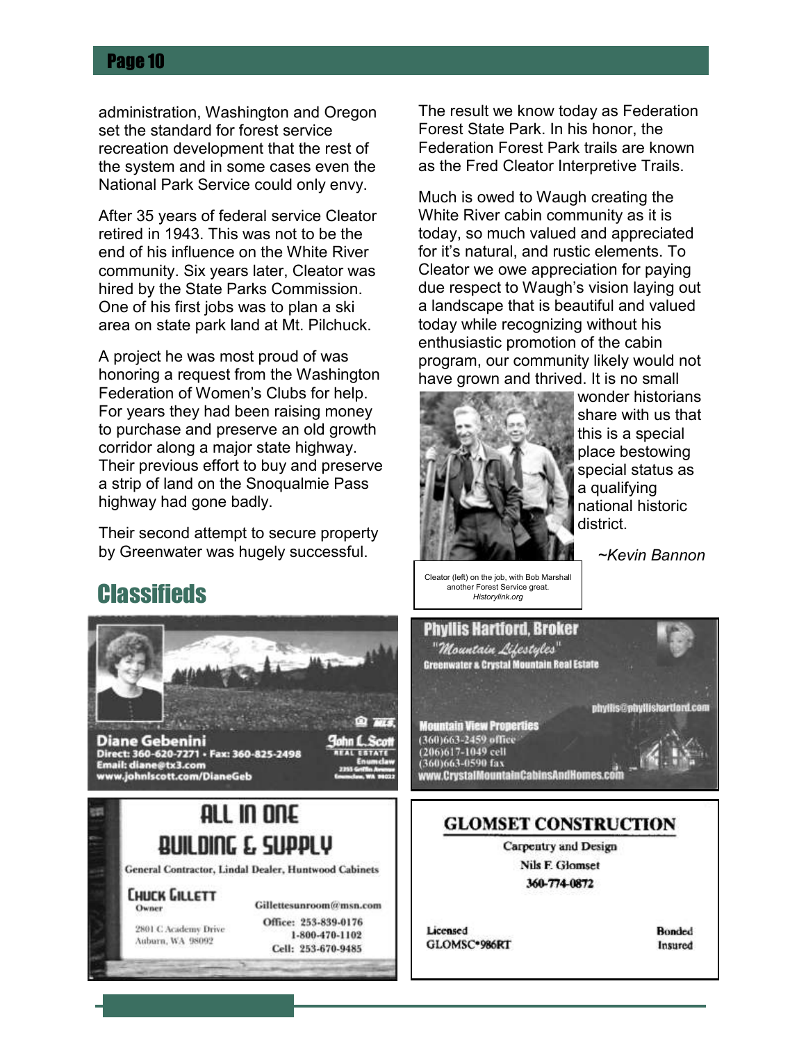administration, Washington and Oregon set the standard for forest service recreation development that the rest of the system and in some cases even the National Park Service could only envy.

After 35 years of federal service Cleator retired in 1943. This was not to be the end of his influence on the White River community. Six years later, Cleator was hired by the State Parks Commission. One of his first jobs was to plan a ski area on state park land at Mt. Pilchuck.

A project he was most proud of was honoring a request from the Washington Federation of Women's Clubs for help. For years they had been raising money to purchase and preserve an old growth corridor along a major state highway. Their previous effort to buy and preserve a strip of land on the Snoqualmie Pass highway had gone badly.

Their second attempt to secure property by Greenwater was hugely successful. The result we know today as Federation Forest State Park. In his honor, the Federation Forest Park trails are known as the Fred Cleator Interpretive Trails.

Much is owed to Waugh creating the White River cabin community as it is today, so much valued and appreciated for it's natural, and rustic elements. To Cleator we owe appreciation for paying due respect to Waugh's vision laying out a landscape that is beautiful and valued today while recognizing without his enthusiastic promotion of the cabin program, our community likely would not have grown and thrived. It is no small wonder historians share with us that this is a special place bestowing special status as a qualifying national historic district.

Cleator (left) on the job, with Bob Marshall another Forest Service great. *Historylink.org*

*~Kevin Bannon*

## Classifieds

**Diane Gebenini**
Direct: 360-620-7271 • Fax: 360-825-2498
Email: diane@tx3.com
www.johnlscott.com/DianeGeb
John L. Scott Real Estate, Enumclaw, 2255 Griffin Avenue, Enumclaw, WA 98022

**Phyllis Hartford, Broker**
"Mountain Lifestyles"
Greenwater & Crystal Mountain Real Estate
phyllis@phyllishartford.com
Mountain View Properties
(360)663-2459 office
(206)617-1049 cell
(360)663-0590 fax
www.CrystalMountainCabinsAndHomes.com

**ALL IN ONE BUILDING & SUPPLY**
General Contractor, Lindal Dealer, Huntwood Cabinets
Chuck Gillett, Owner
2801 C Academy Drive, Auburn, WA 98092
Gillettesunroom@msn.com
Office: 253-839-0176
1-800-470-1102
Cell: 253-670-9485

**GLOMSET CONSTRUCTION**
Carpentry and Design
Nils F. Glomset
360-774-0872
Licensed GLOMSC*986RT
Bonded Insured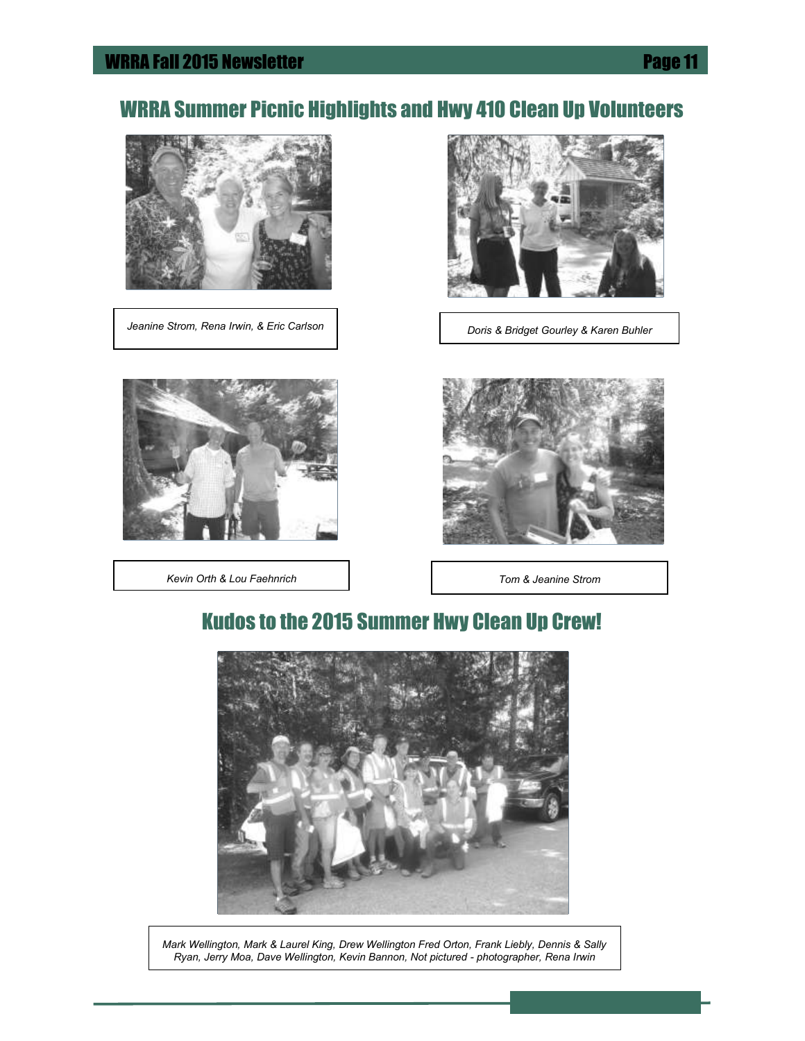## WRRA Summer Picnic Highlights and Hwy 410 Clean Up Volunteers

*Jeanine Strom, Rena Irwin, & Eric Carlson*

*Doris & Bridget Gourley & Karen Buhler*

*Kevin Orth & Lou Faehnrich*

*Tom & Jeanine Strom*

## Kudos to the 2015 Summer Hwy Clean Up Crew!

*Mark Wellington, Mark & Laurel King, Drew Wellington Fred Orton, Frank Liebly, Dennis & Sally Ryan, Jerry Moa, Dave Wellington, Kevin Bannon, Not pictured - photographer, Rena Irwin*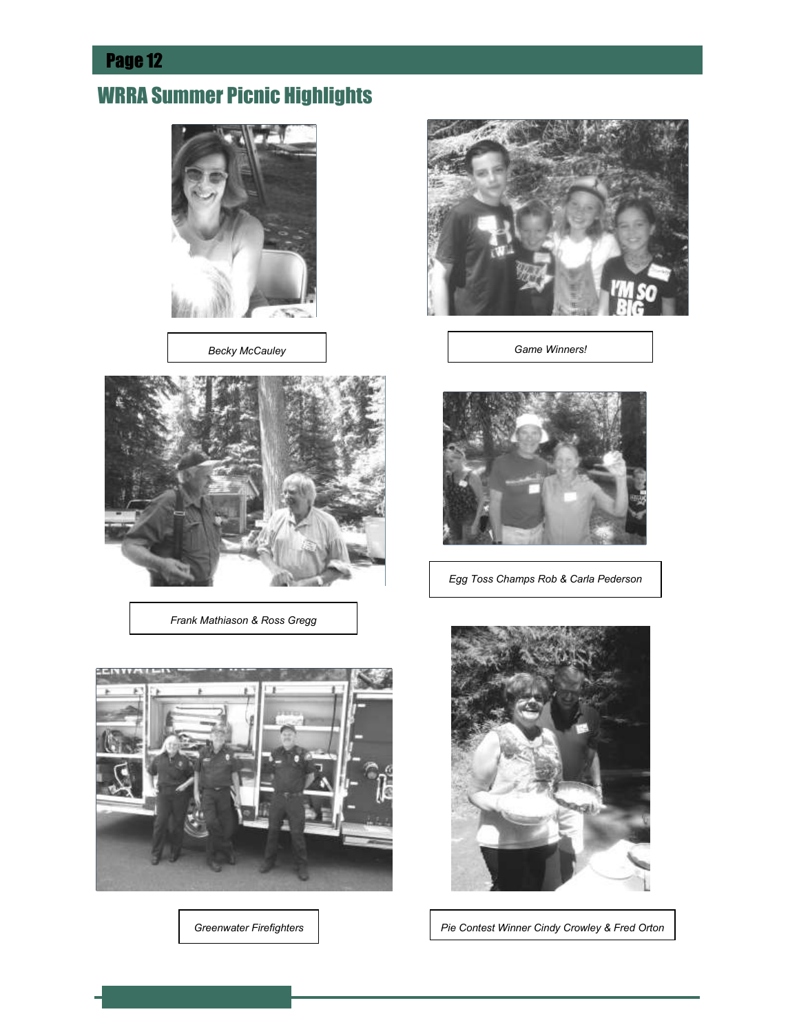## WRRA Summer Picnic Highlights

Becky McCauley

Game Winners!

Frank Mathiason & Ross Gregg

Egg Toss Champs Rob & Carla Pederson

Greenwater Firefighters

Pie Contest Winner Cindy Crowley & Fred Orton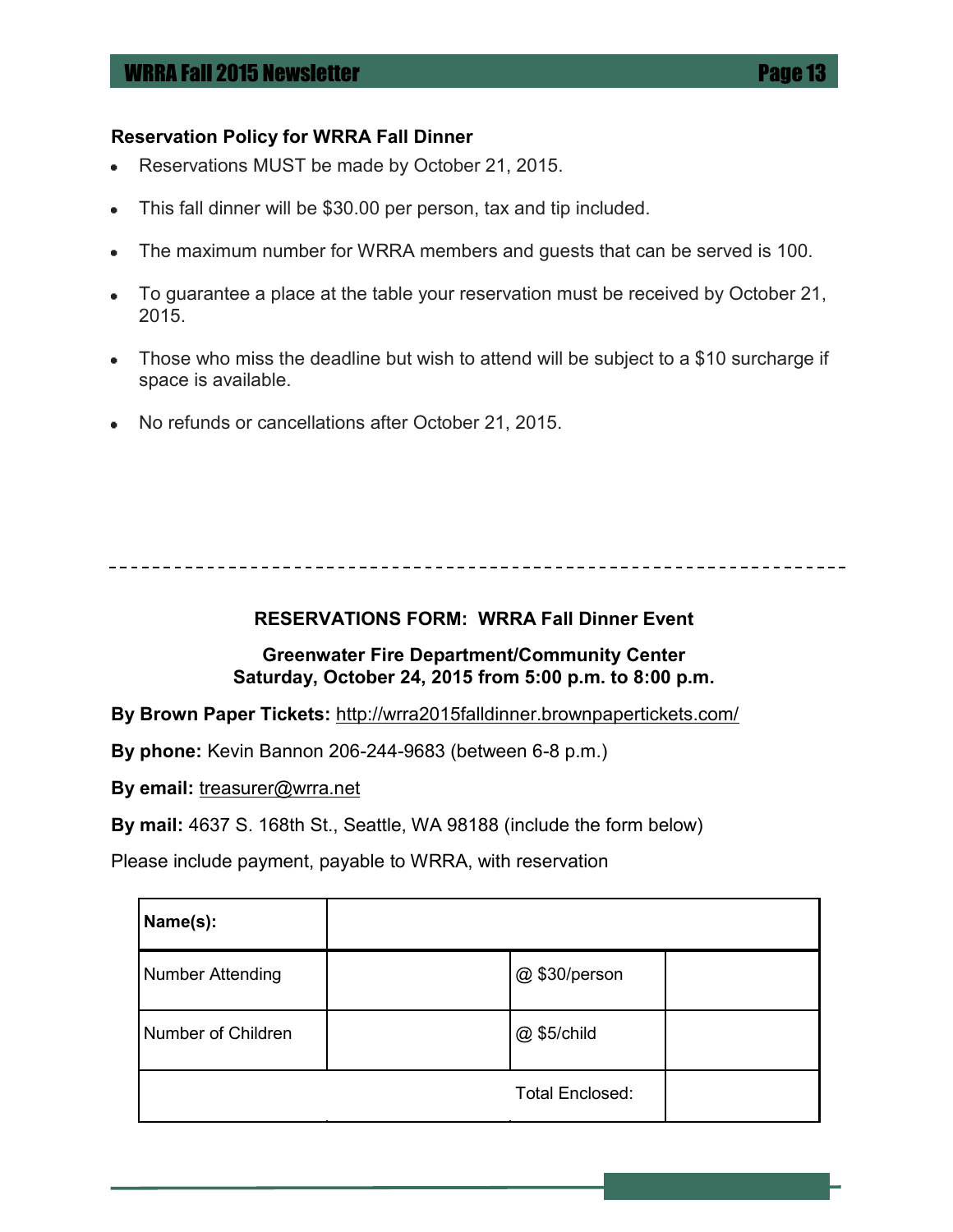### Reservation Policy for WRRA Fall Dinner

- Reservations MUST be made by October 21, 2015.
- This fall dinner will be $30.00 per person, tax and tip included.
- The maximum number for WRRA members and guests that can be served is 100.
- To guarantee a place at the table your reservation must be received by October 21, 2015.
- Those who miss the deadline but wish to attend will be subject to a $10 surcharge if space is available.
- No refunds or cancellations after October 21, 2015.

---

### RESERVATIONS FORM: WRRA Fall Dinner Event

**Greenwater Fire Department/Community Center**
**Saturday, October 24, 2015 from 5:00 p.m. to 8:00 p.m.**

**By Brown Paper Tickets:** http://wrra2015falldinner.brownpapertickets.com/

**By phone:** Kevin Bannon 206-244-9683 (between 6-8 p.m.)

**By email:** treasurer@wrra.net

**By mail:** 4637 S. 168th St., Seattle, WA 98188 (include the form below)

Please include payment, payable to WRRA, with reservation

| **Name(s):** | | | |
|---|---|---|---|
| Number Attending | | @ $30/person | |
| Number of Children | | @ $5/child | |
| | | Total Enclosed: | |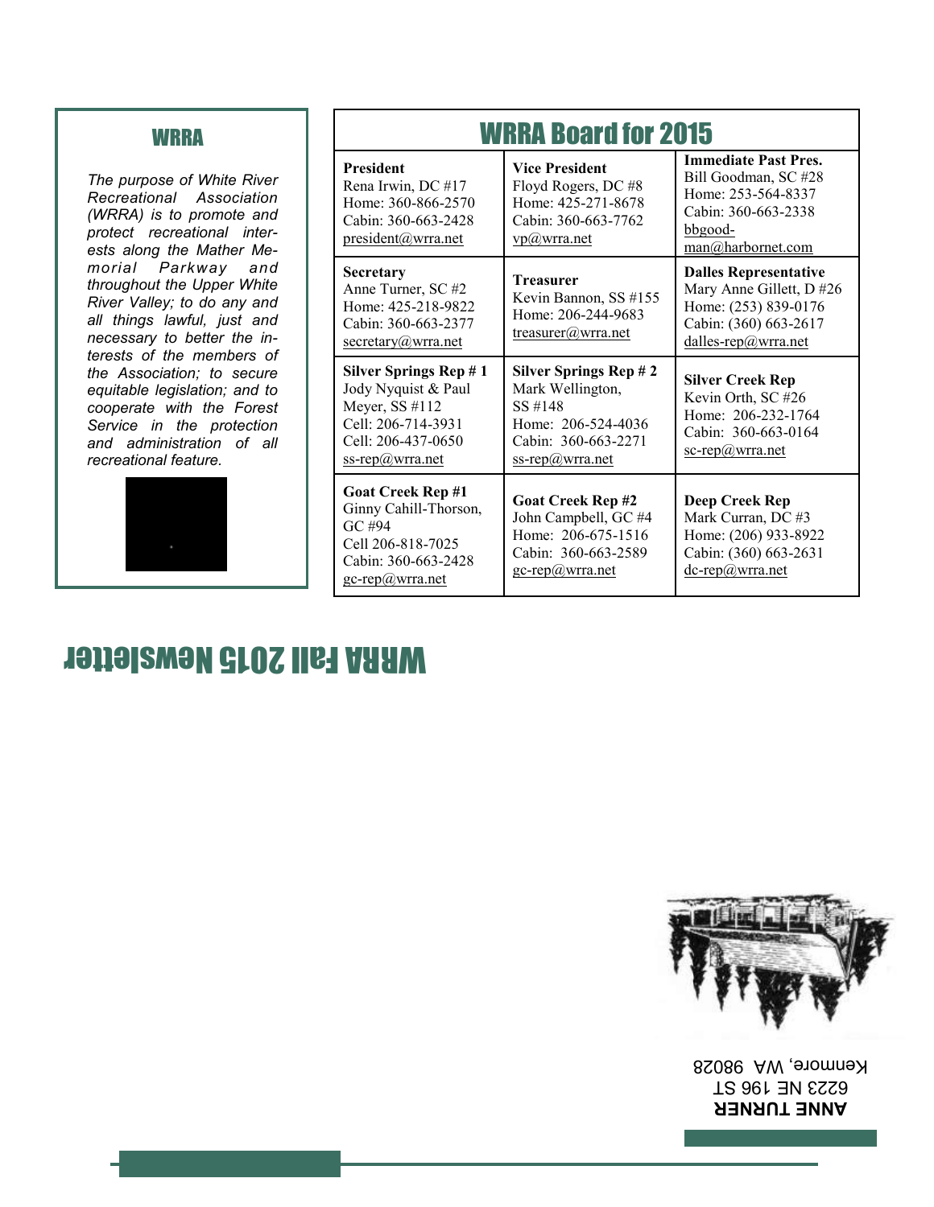## WRRA

*The purpose of White River Recreational Association (WRRA) is to promote and protect recreational interests along the Mather Memorial Parkway and throughout the Upper White River Valley; to do any and all things lawful, just and necessary to better the interests of the members of the Association; to secure equitable legislation; and to cooperate with the Forest Service in the protection and administration of all recreational feature.*

## WRRA Board for 2015

| | | |
|---|---|---|
| **President**<br>Rena Irwin, DC #17<br>Home: 360-866-2570<br>Cabin: 360-663-2428<br>president@wrra.net | **Vice President**<br>Floyd Rogers, DC #8<br>Home: 425-271-8678<br>Cabin: 360-663-7762<br>vp@wrra.net | **Immediate Past Pres.**<br>Bill Goodman, SC #28<br>Home: 253-564-8337<br>Cabin: 360-663-2338<br>bbgood-man@harbornet.com |
| **Secretary**<br>Anne Turner, SC #2<br>Home: 425-218-9822<br>Cabin: 360-663-2377<br>secretary@wrra.net | **Treasurer**<br>Kevin Bannon, SS #155<br>Home: 206-244-9683<br>treasurer@wrra.net | **Dalles Representative**<br>Mary Anne Gillett, D #26<br>Home: (253) 839-0176<br>Cabin: (360) 663-2617<br>dalles-rep@wrra.net |
| **Silver Springs Rep # 1**<br>Jody Nyquist & Paul Meyer, SS #112<br>Cell: 206-714-3931<br>Cell: 206-437-0650<br>ss-rep@wrra.net | **Silver Springs Rep # 2**<br>Mark Wellington, SS #148<br>Home: 206-524-4036<br>Cabin: 360-663-2271<br>ss-rep@wrra.net | **Silver Creek Rep**<br>Kevin Orth, SC #26<br>Home: 206-232-1764<br>Cabin: 360-663-0164<br>sc-rep@wrra.net |
| **Goat Creek Rep #1**<br>Ginny Cahill-Thorson, GC #94<br>Cell 206-818-7025<br>Cabin: 360-663-2428<br>gc-rep@wrra.net | **Goat Creek Rep #2**<br>John Campbell, GC #4<br>Home: 206-675-1516<br>Cabin: 360-663-2589<br>gc-rep@wrra.net | **Deep Creek Rep**<br>Mark Curran, DC #3<br>Home: (206) 933-8922<br>Cabin: (360) 663-2631<br>dc-rep@wrra.net |

WRRA Fall 2015 Newsletter

**ANNE TURNER**
6223 NE 196 ST
Kenmore, WA 98028